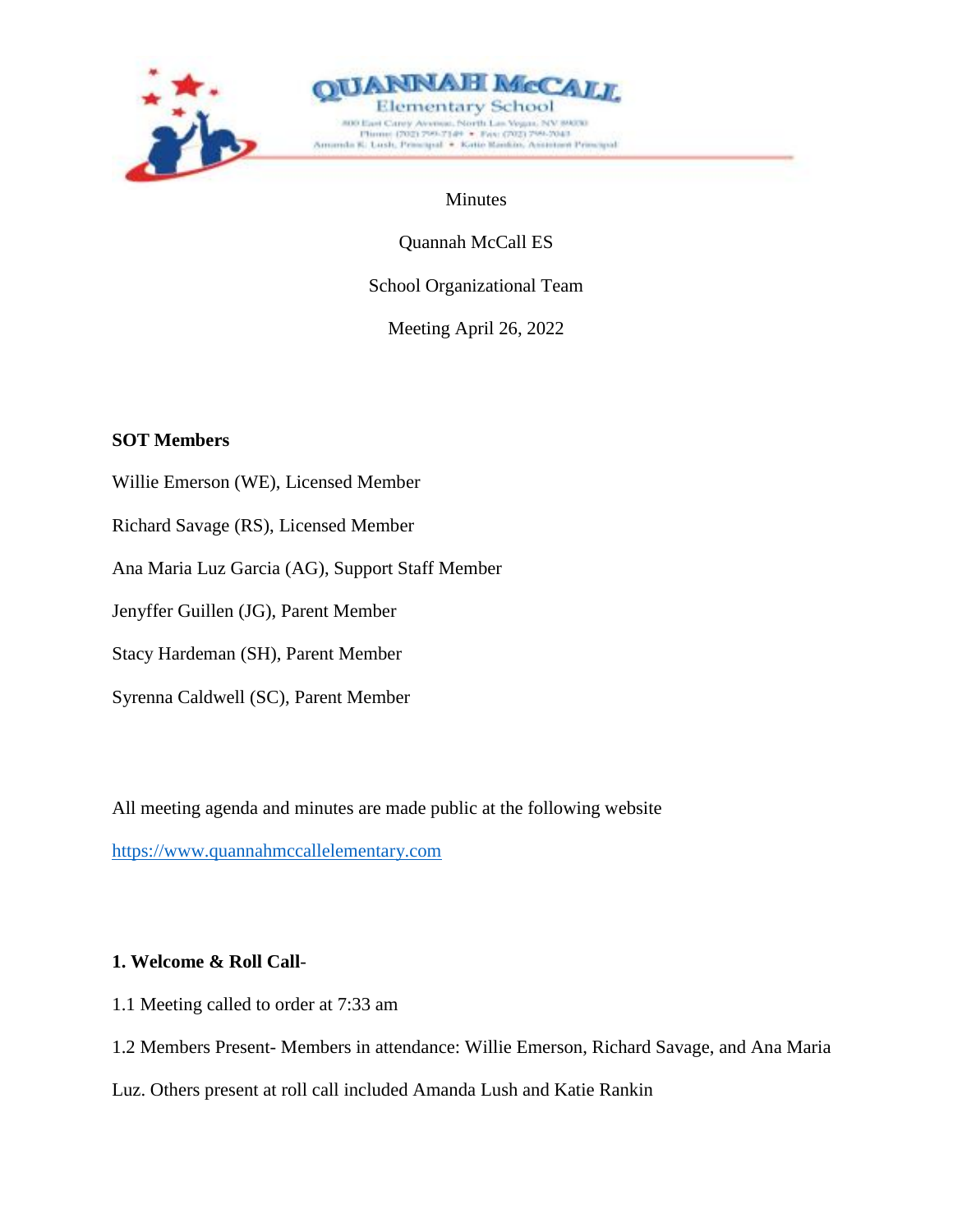# QUANNAH McCALL Elementary School

800 East Carey Avenue, North Las Vegas, NV 89030
Phone: (702) 799-7149 • Fax: (702) 799-7043
Amanda K. Lush, Principal • Katie Rankin, Assistant Principal

Minutes

Quannah McCall ES

School Organizational Team

Meeting April 26, 2022

**SOT Members**

Willie Emerson (WE), Licensed Member

Richard Savage (RS), Licensed Member

Ana Maria Luz Garcia (AG), Support Staff Member

Jenyffer Guillen (JG), Parent Member

Stacy Hardeman (SH), Parent Member

Syrenna Caldwell (SC), Parent Member

All meeting agenda and minutes are made public at the following website
https://www.quannahmccallelementary.com

**1. Welcome & Roll Call**-

1.1 Meeting called to order at 7:33 am

1.2 Members Present- Members in attendance: Willie Emerson, Richard Savage, and Ana Maria Luz. Others present at roll call included Amanda Lush and Katie Rankin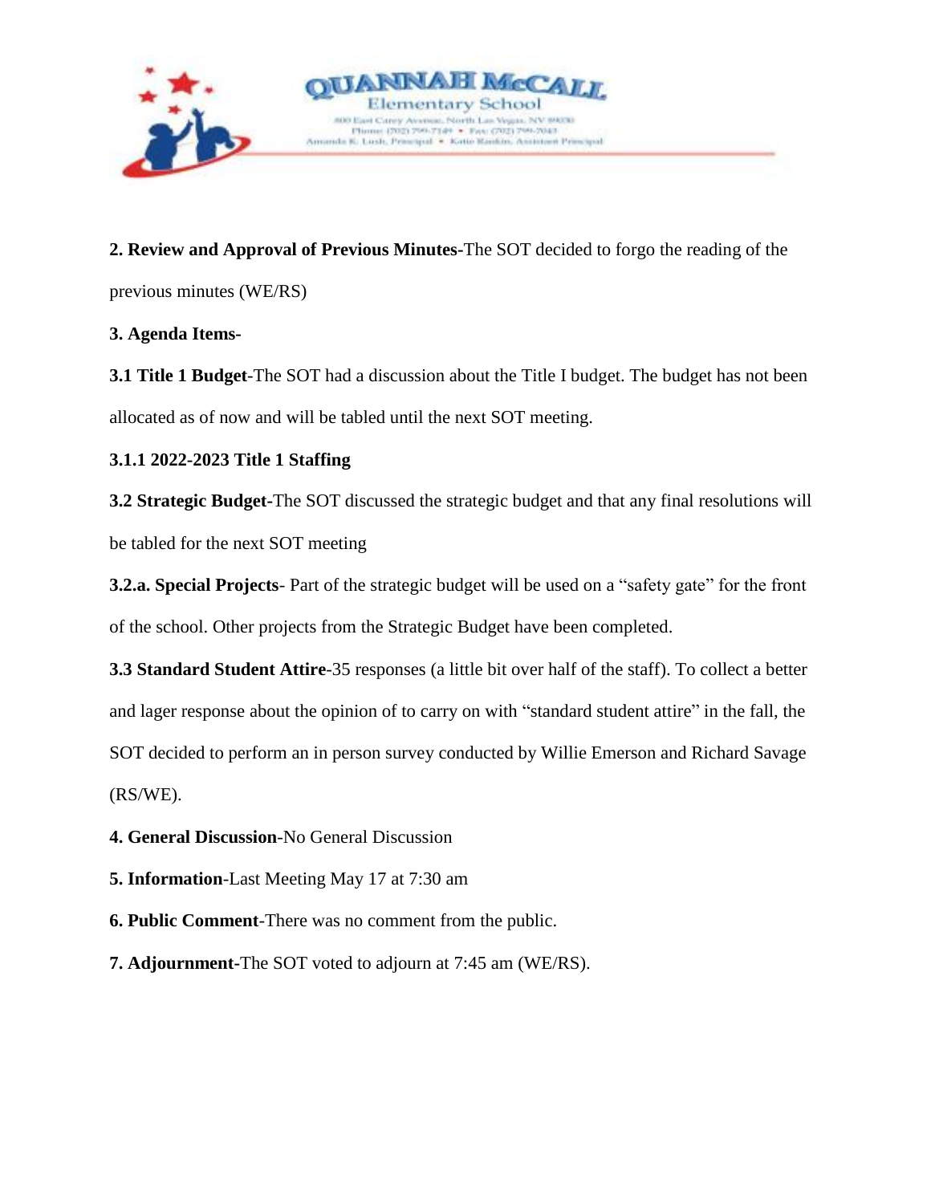**2. Review and Approval of Previous Minutes**-The SOT decided to forgo the reading of the previous minutes (WE/RS)

**3. Agenda Items-**

**3.1 Title 1 Budget**-The SOT had a discussion about the Title I budget. The budget has not been allocated as of now and will be tabled until the next SOT meeting.

**3.1.1 2022-2023 Title 1 Staffing**

**3.2 Strategic Budget**-The SOT discussed the strategic budget and that any final resolutions will be tabled for the next SOT meeting

**3.2.a. Special Projects**- Part of the strategic budget will be used on a "safety gate" for the front of the school. Other projects from the Strategic Budget have been completed.

**3.3 Standard Student Attire**-35 responses (a little bit over half of the staff). To collect a better and lager response about the opinion of to carry on with "standard student attire" in the fall, the SOT decided to perform an in person survey conducted by Willie Emerson and Richard Savage (RS/WE).

**4. General Discussion**-No General Discussion

**5. Information**-Last Meeting May 17 at 7:30 am

**6. Public Comment**-There was no comment from the public.

**7. Adjournment**-The SOT voted to adjourn at 7:45 am (WE/RS).